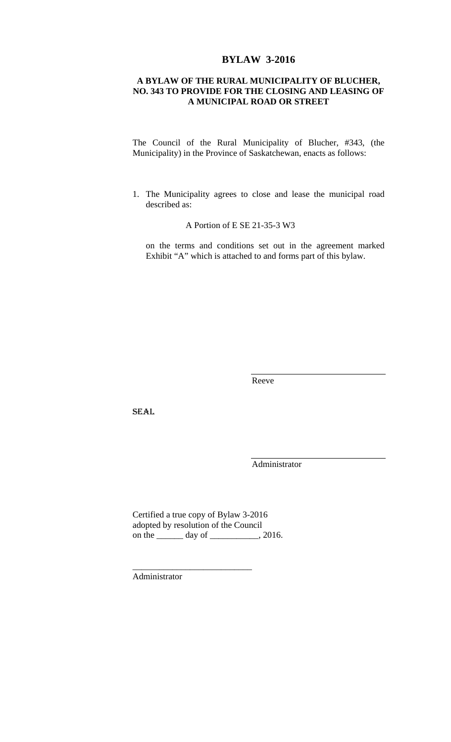# BYLAW 3-2016

## A BYLAW OF THE RURAL MUNICIPALITY OF BLUCHER, NO. 343 TO PROVIDE FOR THE CLOSING AND LEASING OF A MUNICIPAL ROAD OR STREET

The Council of the Rural Municipality of Blucher, #343, (the Municipality) in the Province of Saskatchewan, enacts as follows:

1. The Municipality agrees to close and lease the municipal road described as:

   A Portion of E SE 21-35-3 W3

   on the terms and conditions set out in the agreement marked Exhibit "A" which is attached to and forms part of this bylaw.

_______________________________
Reeve

SEAL

_______________________________
Administrator

Certified a true copy of Bylaw 3-2016
adopted by resolution of the Council
on the ______ day of ___________, 2016.

___________________________
Administrator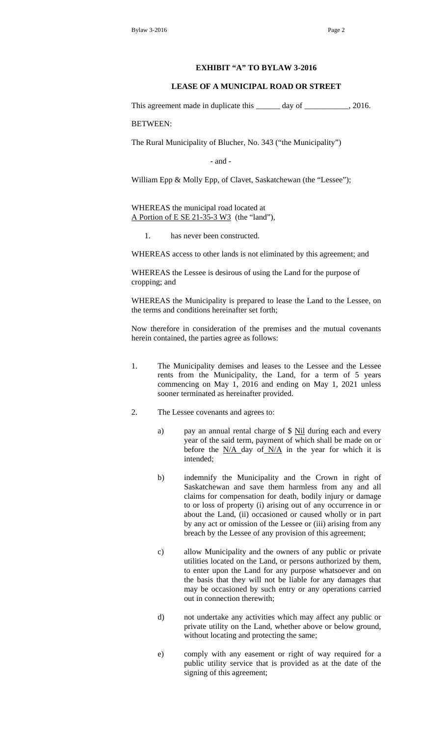**EXHIBIT "A" TO BYLAW 3-2016**

**LEASE OF A MUNICIPAL ROAD OR STREET**

This agreement made in duplicate this ______ day of ___________, 2016.

BETWEEN:

The Rural Municipality of Blucher, No. 343 ("the Municipality")

- and -

William Epp & Molly Epp, of Clavet, Saskatchewan (the "Lessee");

WHEREAS the municipal road located at
A Portion of E SE 21-35-3 W3 (the "land"),

1. has never been constructed.

WHEREAS access to other lands is not eliminated by this agreement; and

WHEREAS the Lessee is desirous of using the Land for the purpose of cropping; and

WHEREAS the Municipality is prepared to lease the Land to the Lessee, on the terms and conditions hereinafter set forth;

Now therefore in consideration of the premises and the mutual covenants herein contained, the parties agree as follows:

1. The Municipality demises and leases to the Lessee and the Lessee rents from the Municipality, the Land, for a term of 5 years commencing on May 1, 2016 and ending on May 1, 2021 unless sooner terminated as hereinafter provided.

2. The Lessee covenants and agrees to:

   a) pay an annual rental charge of $ Nil during each and every year of the said term, payment of which shall be made on or before the N/A day of N/A in the year for which it is intended;

   b) indemnify the Municipality and the Crown in right of Saskatchewan and save them harmless from any and all claims for compensation for death, bodily injury or damage to or loss of property (i) arising out of any occurrence in or about the Land, (ii) occasioned or caused wholly or in part by any act or omission of the Lessee or (iii) arising from any breach by the Lessee of any provision of this agreement;

   c) allow Municipality and the owners of any public or private utilities located on the Land, or persons authorized by them, to enter upon the Land for any purpose whatsoever and on the basis that they will not be liable for any damages that may be occasioned by such entry or any operations carried out in connection therewith;

   d) not undertake any activities which may affect any public or private utility on the Land, whether above or below ground, without locating and protecting the same;

   e) comply with any easement or right of way required for a public utility service that is provided as at the date of the signing of this agreement;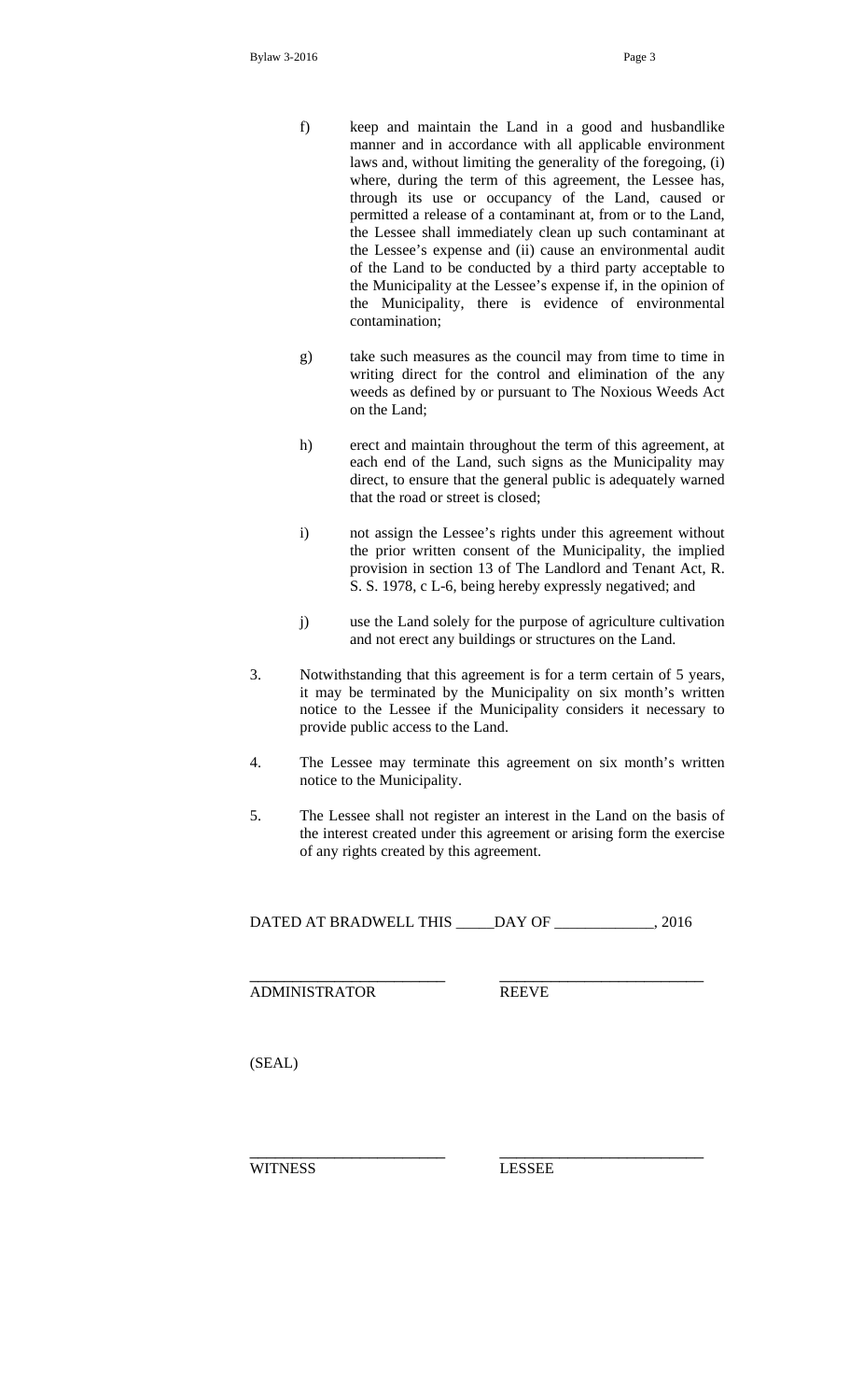f) keep and maintain the Land in a good and husbandlike manner and in accordance with all applicable environment laws and, without limiting the generality of the foregoing, (i) where, during the term of this agreement, the Lessee has, through its use or occupancy of the Land, caused or permitted a release of a contaminant at, from or to the Land, the Lessee shall immediately clean up such contaminant at the Lessee's expense and (ii) cause an environmental audit of the Land to be conducted by a third party acceptable to the Municipality at the Lessee's expense if, in the opinion of the Municipality, there is evidence of environmental contamination;

g) take such measures as the council may from time to time in writing direct for the control and elimination of the any weeds as defined by or pursuant to The Noxious Weeds Act on the Land;

h) erect and maintain throughout the term of this agreement, at each end of the Land, such signs as the Municipality may direct, to ensure that the general public is adequately warned that the road or street is closed;

i) not assign the Lessee's rights under this agreement without the prior written consent of the Municipality, the implied provision in section 13 of The Landlord and Tenant Act, R. S. S. 1978, c L-6, being hereby expressly negatived; and

j) use the Land solely for the purpose of agriculture cultivation and not erect any buildings or structures on the Land.

3. Notwithstanding that this agreement is for a term certain of 5 years, it may be terminated by the Municipality on six month's written notice to the Lessee if the Municipality considers it necessary to provide public access to the Land.

4. The Lessee may terminate this agreement on six month's written notice to the Municipality.

5. The Lessee shall not register an interest in the Land on the basis of the interest created under this agreement or arising form the exercise of any rights created by this agreement.

DATED AT BRADWELL THIS _____DAY OF _____________, 2016

_________________________ &nbsp;&nbsp;&nbsp;&nbsp; __________________________

ADMINISTRATOR &nbsp;&nbsp;&nbsp;&nbsp; REEVE

(SEAL)

_________________________ &nbsp;&nbsp;&nbsp;&nbsp; __________________________

WITNESS &nbsp;&nbsp;&nbsp;&nbsp; LESSEE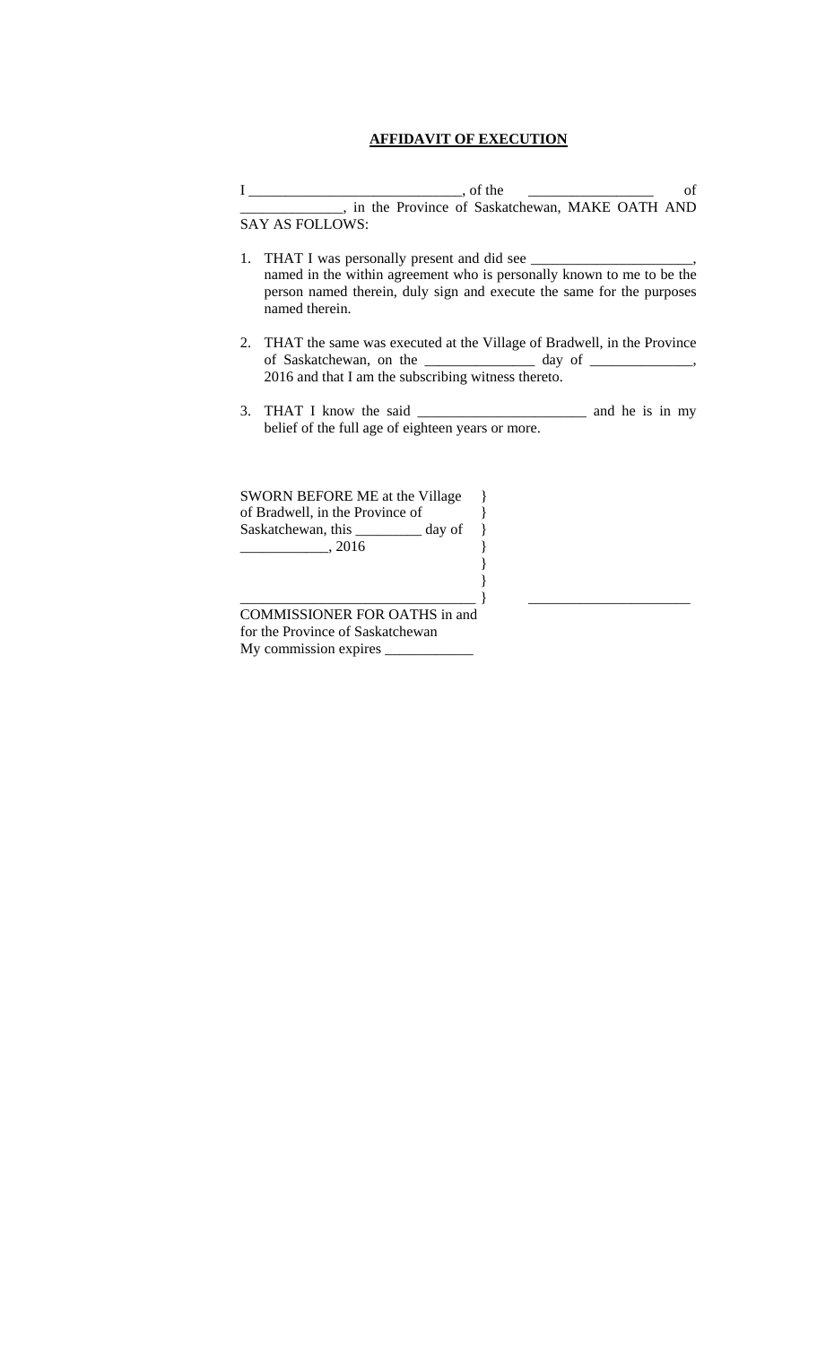## AFFIDAVIT OF EXECUTION

I ____________________________, of the ________________ of ______________, in the Province of Saskatchewan, MAKE OATH AND SAY AS FOLLOWS:

1. THAT I was personally present and did see ______________________, named in the within agreement who is personally known to me to be the person named therein, duly sign and execute the same for the purposes named therein.

2. THAT the same was executed at the Village of Bradwell, in the Province of Saskatchewan, on the _______________ day of ______________, 2016 and that I am the subscribing witness thereto.

3. THAT I know the said _______________________ and he is in my belief of the full age of eighteen years or more.

SWORN BEFORE ME at the Village }
of Bradwell, in the Province of }
Saskatchewan, this _________ day of }
____________, 2016 }
}
}
_______________________________ } ______________________

COMMISSIONER FOR OATHS in and
for the Province of Saskatchewan
My commission expires ____________